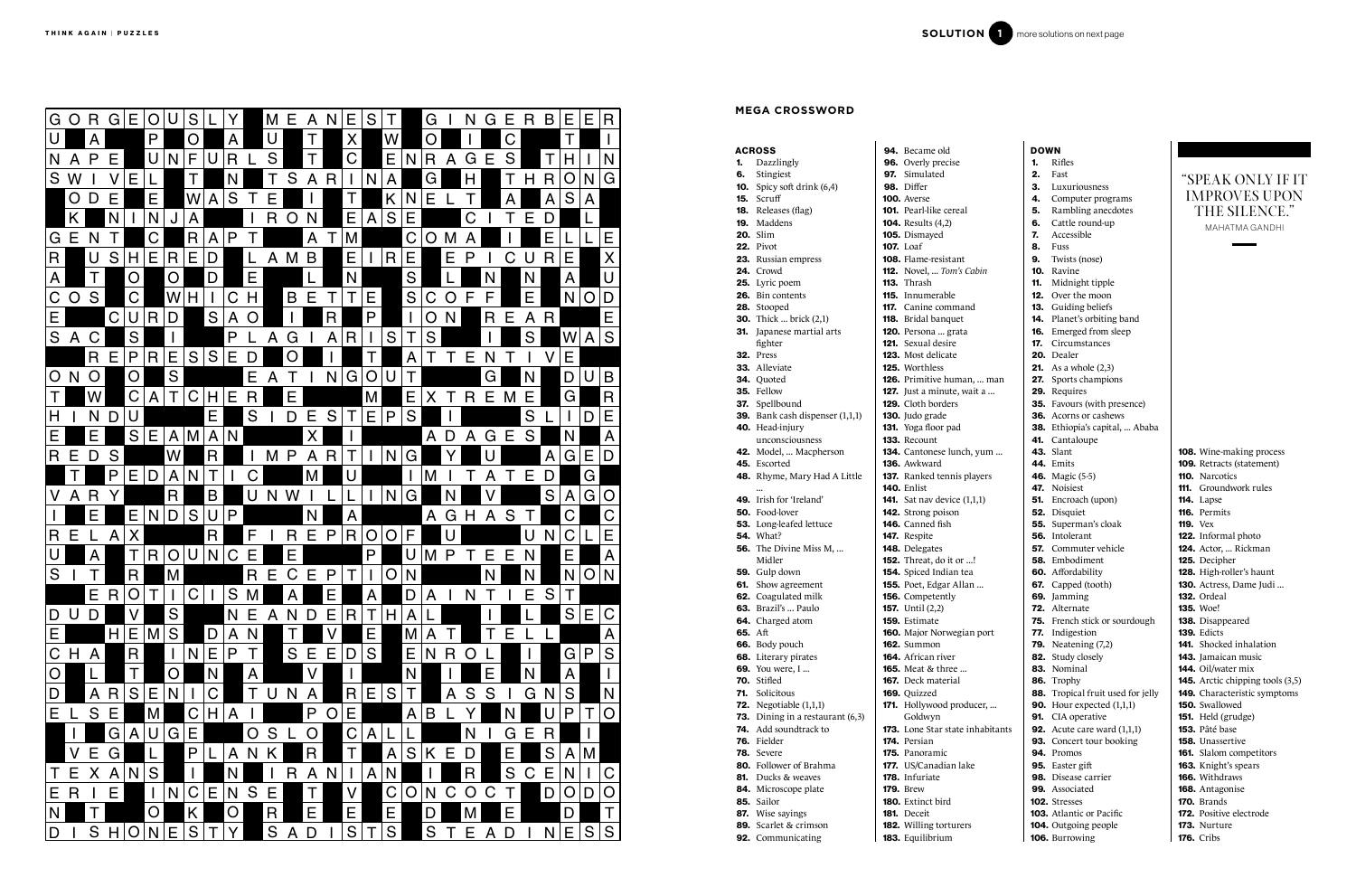# SOLUTION 1

more solutions on next page

## MEGA CROSSWORD

### ACROSS

**1.** Dazzlingly
**6.** Stingiest
**10.** Spicy soft drink (6,4)
**15.** Scruff
**18.** Releases (flag)
**19.** Maddens
**20.** Slim
**22.** Pivot
**23.** Russian empress
**24.** Crowd
**25.** Lyric poem
**26.** Bin contents
**28.** Stooped
**30.** Thick … brick (2,1)
**31.** Japanese martial arts fighter
**32.** Press
**33.** Alleviate
**34.** Quoted
**35.** Fellow
**37.** Spellbound
**39.** Bank cash dispenser (1,1,1)
**40.** Head-injury unconsciousness
**42.** Model, … Macpherson
**45.** Escorted
**48.** Rhyme, Mary Had A Little …
**49.** Irish for 'Ireland'
**50.** Food-lover
**53.** Long-leafed lettuce
**54.** What?
**56.** The Divine Miss M, … Midler
**59.** Gulp down
**61.** Show agreement
**62.** Coagulated milk
**63.** Brazil's … Paulo
**64.** Charged atom
**65.** Aft
**66.** Body pouch
**68.** Literary pirates
**69.** You were, I …
**70.** Stifled
**71.** Solicitous
**72.** Negotiable (1,1,1)
**73.** Dining in a restaurant (6,3)
**74.** Add soundtrack to
**76.** Fielder
**78.** Severe
**80.** Follower of Brahma
**81.** Ducks & weaves
**84.** Microscope plate
**85.** Sailor
**87.** Wise sayings
**89.** Scarlet & crimson
**92.** Communicating
**94.** Became old
**96.** Overly precise
**97.** Simulated
**98.** Differ
**100.** Averse
**101.** Pearl-like cereal
**104.** Results (4,2)
**105.** Dismayed
**107.** Loaf
**108.** Flame-resistant
**112.** Novel, … *Tom's Cabin*
**113.** Thrash
**115.** Innumerable
**117.** Canine command
**118.** Bridal banquet
**120.** Persona … grata
**121.** Sexual desire
**123.** Most delicate
**125.** Worthless
**126.** Primitive human, … man
**127.** Just a minute, wait a …
**129.** Cloth borders
**130.** Judo grade
**131.** Yoga floor pad
**133.** Recount
**134.** Cantonese lunch, yum …
**136.** Awkward
**137.** Ranked tennis players
**140.** Enlist
**141.** Sat nav device (1,1,1)
**142.** Strong poison
**146.** Canned fish
**147.** Respite
**148.** Delegates
**152.** Threat, do it or …!
**154.** Spiced Indian tea
**155.** Poet, Edgar Allan …
**156.** Competently
**157.** Until (2,2)
**159.** Estimate
**160.** Major Norwegian port
**162.** Summon
**164.** African river
**165.** Meat & three …
**167.** Deck material
**169.** Quizzed
**171.** Hollywood producer, … Goldwyn
**173.** Lone Star state inhabitants
**174.** Persian
**175.** Panoramic
**177.** US/Canadian lake
**178.** Infuriate
**179.** Brew
**180.** Extinct bird
**181.** Deceit
**182.** Willing torturers
**183.** Equilibrium

### DOWN

**1.** Rifles
**2.** Fast
**3.** Luxuriousness
**4.** Computer programs
**5.** Rambling anecdotes
**6.** Cattle round-up
**7.** Accessible
**8.** Fuss
**9.** Twists (nose)
**10.** Ravine
**11.** Midnight tipple
**12.** Over the moon
**13.** Guiding beliefs
**14.** Planet's orbiting band
**16.** Emerged from sleep
**17.** Circumstances
**20.** Dealer
**21.** As a whole (2,3)
**27.** Sports champions
**29.** Requires
**35.** Favours (with presence)
**36.** Acorns or cashews
**38.** Ethiopia's capital, … Ababa
**41.** Cantaloupe
**43.** Slant
**44.** Emits
**46.** Magic (5-5)
**47.** Noisiest
**51.** Encroach (upon)
**52.** Disquiet
**55.** Superman's cloak
**56.** Intolerant
**57.** Commuter vehicle
**58.** Embodiment
**60.** Affordability
**67.** Capped (tooth)
**69.** Jamming
**72.** Alternate
**75.** French stick or sourdough
**77.** Indigestion
**79.** Neatening (7,2)
**82.** Study closely
**83.** Nominal
**86.** Trophy
**88.** Tropical fruit used for jelly
**90.** Hour expected (1,1,1)
**91.** CIA operative
**92.** Acute care ward (1,1,1)
**93.** Concert tour booking
**94.** Promos
**95.** Easter gift
**98.** Disease carrier
**99.** Associated
**102.** Stresses
**103.** Atlantic or Pacific
**104.** Outgoing people
**106.** Burrowing
**108.** Wine-making process
**109.** Retracts (statement)
**110.** Narcotics
**111.** Groundwork rules
**114.** Lapse
**116.** Permits
**119.** Vex
**122.** Informal photo
**124.** Actor, … Rickman
**125.** Decipher
**128.** High-roller's haunt
**130.** Actress, Dame Judi …
**132.** Ordeal
**135.** Woe!
**138.** Disappeared
**139.** Edicts
**141.** Shocked inhalation
**143.** Jamaican music
**144.** Oil/water mix
**145.** Arctic chipping tools (3,5)
**149.** Characteristic symptoms
**150.** Swallowed
**151.** Held (grudge)
**153.** Pâté base
**158.** Unassertive
**161.** Slalom competitors
**163.** Knight's spears
**166.** Withdraws
**168.** Antagonise
**170.** Brands
**172.** Positive electrode
**173.** Nurture
**176.** Cribs

"SPEAK ONLY IF IT IMPROVES UPON THE SILENCE."

MAHATMA GANDHI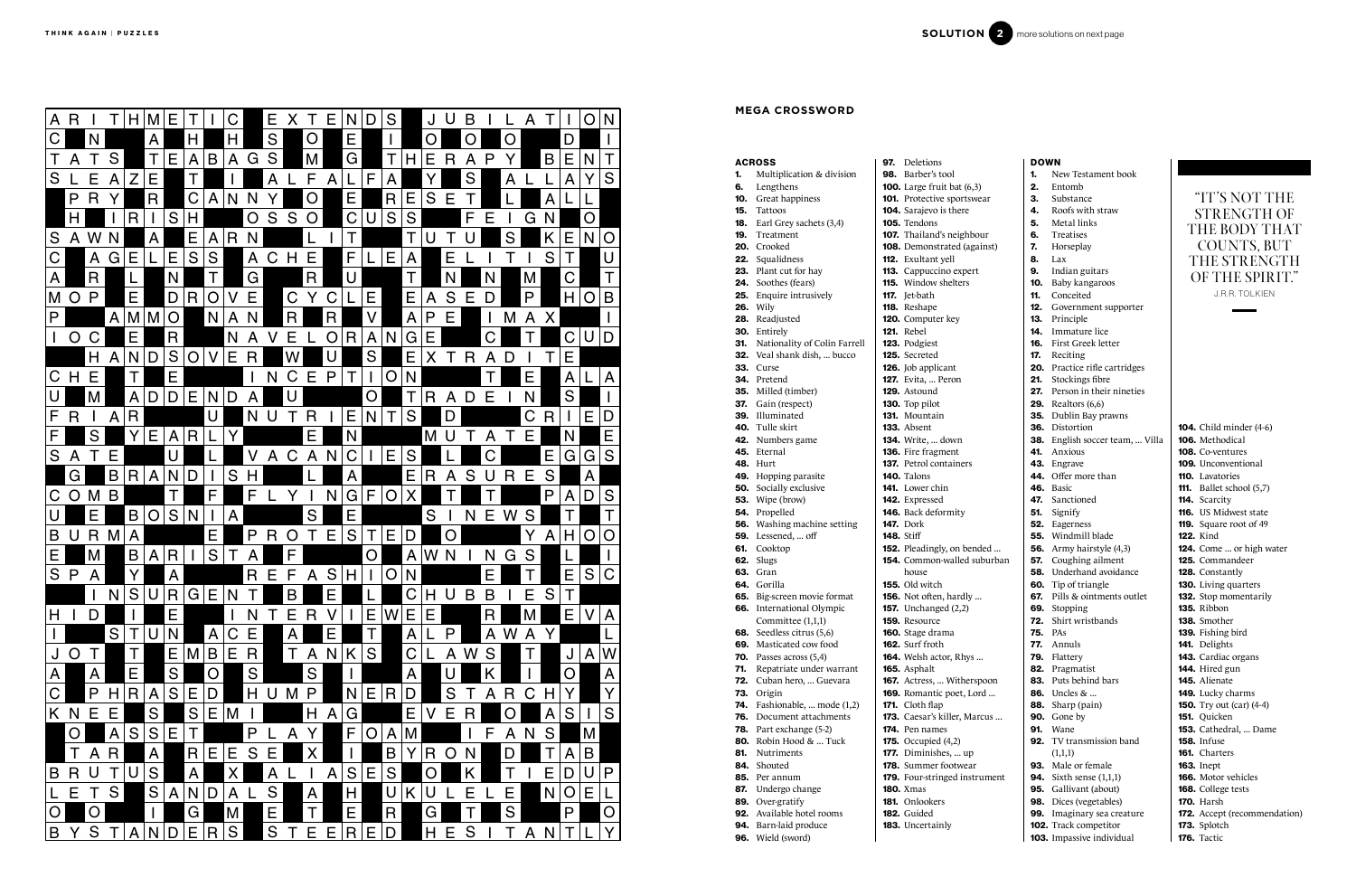## SOLUTION 2

more solutions on next page

## MEGA CROSSWORD

### ACROSS

**1.** Multiplication & division
**6.** Lengthens
**10.** Great happiness
**15.** Tattoos
**18.** Earl Grey sachets (3,4)
**19.** Treatment
**20.** Crooked
**22.** Squalidness
**23.** Plant cut for hay
**24.** Soothes (fears)
**25.** Enquire intrusively
**26.** Wily
**28.** Readjusted
**30.** Entirely
**31.** Nationality of Colin Farrell
**32.** Veal shank dish, ... bucco
**33.** Curse
**34.** Pretend
**35.** Milled (timber)
**37.** Gain (respect)
**39.** Illuminated
**40.** Tulle skirt
**42.** Numbers game
**45.** Eternal
**48.** Hurt
**49.** Hopping parasite
**50.** Socially exclusive
**53.** Wipe (brow)
**54.** Propelled
**56.** Washing machine setting
**59.** Lessened, ... off
**61.** Cooktop
**62.** Slugs
**63.** Gran
**64.** Gorilla
**65.** Big-screen movie format
**66.** International Olympic Committee (1,1,1)
**68.** Seedless citrus (5,6)
**69.** Masticated cow food
**70.** Passes across (5,4)
**71.** Repatriate under warrant
**72.** Cuban hero, ... Guevara
**73.** Origin
**74.** Fashionable, ... mode (1,2)
**76.** Document attachments
**78.** Part exchange (5-2)
**80.** Robin Hood & ... Tuck
**81.** Nutriments
**84.** Shouted
**85.** Per annum
**87.** Undergo change
**89.** Over-gratify
**92.** Available hotel rooms
**94.** Barn-laid produce
**96.** Wield (sword)
**97.** Deletions
**98.** Barber's tool
**100.** Large fruit bat (6,3)
**101.** Protective sportswear
**104.** Sarajevo is there
**105.** Tendons
**107.** Thailand's neighbour
**108.** Demonstrated (against)
**112.** Exultant yell
**113.** Cappuccino expert
**115.** Window shelters
**117.** Jet-bath
**118.** Reshape
**120.** Computer key
**121.** Rebel
**123.** Podgiest
**125.** Secreted
**126.** Job applicant
**127.** Evita, ... Peron
**129.** Astound
**130.** Top pilot
**131.** Mountain
**133.** Absent
**134.** Write, ... down
**136.** Fire fragment
**137.** Petrol containers
**140.** Talons
**141.** Lower chin
**142.** Expressed
**146.** Back deformity
**147.** Dork
**148.** Stiff
**152.** Pleadingly, on bended ...
**154.** Common-walled suburban house
**155.** Old witch
**156.** Not often, hardly ...
**157.** Unchanged (2,2)
**159.** Resource
**160.** Stage drama
**162.** Surf froth
**164.** Welsh actor, Rhys ...
**165.** Asphalt
**167.** Actress, ... Witherspoon
**169.** Romantic poet, Lord ...
**171.** Cloth flap
**173.** Caesar's killer, Marcus ...
**174.** Pen names
**175.** Occupied (4,2)
**177.** Diminishes, ... up
**178.** Summer footwear
**179.** Four-stringed instrument
**180.** Xmas
**181.** Onlookers
**182.** Guided
**183.** Uncertainly

### DOWN

**1.** New Testament book
**2.** Entomb
**3.** Substance
**4.** Roofs with straw
**5.** Metal links
**6.** Treatises
**7.** Horseplay
**8.** Lax
**9.** Indian guitars
**10.** Baby kangaroos
**11.** Conceited
**12.** Government supporter
**13.** Principle
**14.** Immature lice
**16.** First Greek letter
**17.** Reciting
**20.** Practice rifle cartridges
**21.** Stockings fibre
**27.** Person in their nineties
**29.** Realtors (6,6)
**35.** Dublin Bay prawns
**36.** Distortion
**38.** English soccer team, ... Villa
**41.** Anxious
**43.** Engrave
**44.** Offer more than
**46.** Basic
**47.** Sanctioned
**51.** Signify
**52.** Eagerness
**55.** Windmill blade
**56.** Army hairstyle (4,3)
**57.** Coughing ailment
**58.** Underhand avoidance
**60.** Tip of triangle
**67.** Pills & ointments outlet
**69.** Stopping
**72.** Shirt wristbands
**75.** PAs
**77.** Annuls
**79.** Flattery
**82.** Pragmatist
**83.** Puts behind bars
**86.** Uncles & ...
**88.** Sharp (pain)
**90.** Gone by
**91.** Wane
**92.** TV transmission band (1,1,1)
**93.** Male or female
**94.** Sixth sense (1,1,1)
**95.** Gallivant (about)
**98.** Dices (vegetables)
**99.** Imaginary sea creature
**102.** Track competitor
**103.** Impassive individual
**104.** Child minder (4-6)
**106.** Methodical
**108.** Co-ventures
**109.** Unconventional
**110.** Lavatories
**111.** Ballet school (5,7)
**114.** Scarcity
**116.** US Midwest state
**119.** Square root of 49
**122.** Kind
**124.** Come ... or high water
**125.** Commandeer
**128.** Constantly
**130.** Living quarters
**132.** Stop momentarily
**135.** Ribbon
**138.** Smother
**139.** Fishing bird
**141.** Delights
**143.** Cardiac organs
**144.** Hired gun
**145.** Alienate
**149.** Lucky charms
**151.** Quicken
**153.** Cathedral, ... Dame
**158.** Infuse
**161.** Charters
**163.** Inept
**166.** Motor vehicles
**168.** College tests
**170.** Harsh
**172.** Accept (recommendation)
**173.** Splotch
**176.** Tactic

---

"IT'S NOT THE STRENGTH OF THE BODY THAT COUNTS, BUT THE STRENGTH OF THE SPIRIT."

J.R.R. TOLKIEN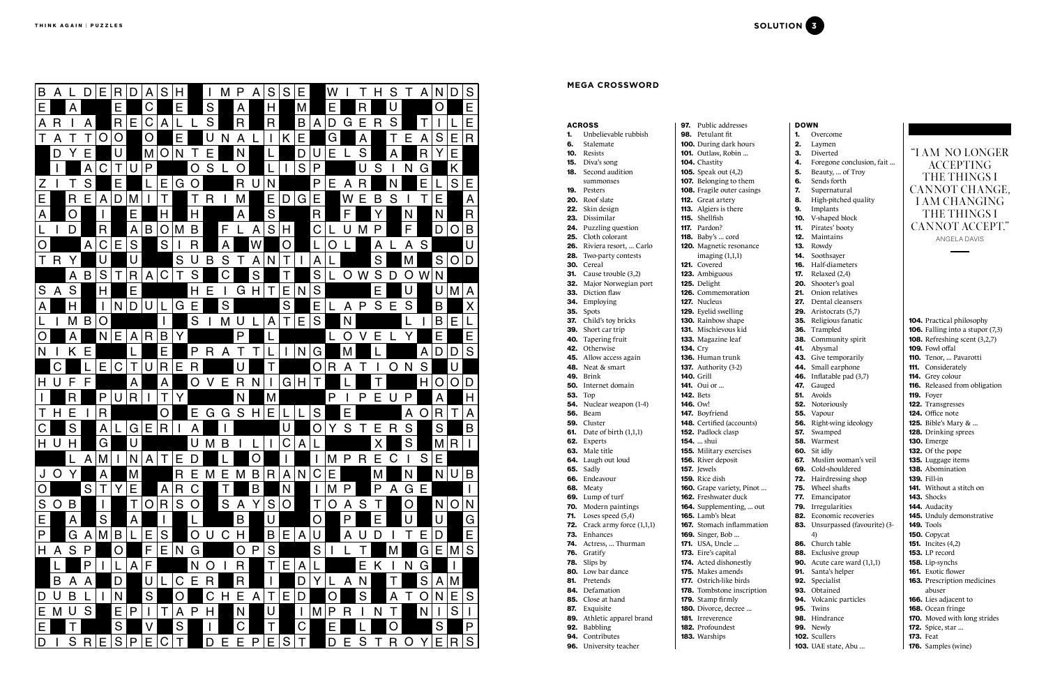## MEGA CROSSWORD

### ACROSS

**1.** Unbelievable rubbish
**6.** Stalemate
**10.** Resists
**15.** Diva's song
**18.** Second audition summonses
**19.** Pesters
**20.** Roof slate
**22.** Skin design
**23.** Dissimilar
**24.** Puzzling question
**25.** Cloth colorant
**26.** Riviera resort, ... Carlo
**28.** Two-party contests
**30.** Cereal
**31.** Cause trouble (3,2)
**32.** Major Norwegian port
**33.** Diction flaw
**34.** Employing
**35.** Spots
**37.** Child's toy bricks
**39.** Short car trip
**40.** Tapering fruit
**42.** Otherwise
**45.** Allow access again
**48.** Neat & smart
**49.** Brink
**50.** Internet domain
**53.** Top
**54.** Nuclear weapon (1-4)
**56.** Beam
**59.** Cluster
**61.** Date of birth (1,1,1)
**62.** Experts
**63.** Male title
**64.** Laugh out loud
**65.** Sadly
**66.** Endeavour
**68.** Meaty
**69.** Lump of turf
**70.** Modern paintings
**71.** Loses speed (5,4)
**72.** Crack army force (1,1,1)
**73.** Enhances
**74.** Actress, ... Thurman
**76.** Gratify
**78.** Slips by
**80.** Low bar dance
**81.** Pretends
**84.** Defamation
**85.** Close at hand
**87.** Exquisite
**89.** Athletic apparel brand
**92.** Babbling
**94.** Contributes
**96.** University teacher
**97.** Public addresses
**98.** Petulant fit
**100.** During dark hours
**101.** Outlaw, Robin ...
**104.** Chastity
**105.** Speak out (4,2)
**107.** Belonging to them
**108.** Fragile outer casings
**112.** Great artery
**113.** Algiers is there
**115.** Shellfish
**117.** Pardon?
**118.** Baby's ... cord
**120.** Magnetic resonance imaging (1,1,1)
**121.** Covered
**123.** Ambiguous
**125.** Delight
**126.** Commemoration
**127.** Nucleus
**129.** Eyelid swelling
**130.** Rainbow shape
**131.** Mischievous kid
**133.** Magazine leaf
**134.** Cry
**136.** Human trunk
**137.** Authority (3-2)
**140.** Grill
**141.** Oui or ...
**142.** Bets
**146.** Ow!
**147.** Boyfriend
**148.** Certified (accounts)
**152.** Padlock clasp
**154.** ... shui
**155.** Military exercises
**156.** River deposit
**157.** Jewels
**159.** Rice dish
**160.** Grape variety, Pinot ...
**162.** Freshwater duck
**164.** Supplementing, ... out
**165.** Lamb's bleat
**167.** Stomach inflammation
**169.** Singer, Bob ...
**171.** USA, Uncle ...
**173.** Eire's capital
**174.** Acted dishonestly
**175.** Makes amends
**177.** Ostrich-like birds
**178.** Tombstone inscription
**179.** Stamp firmly
**180.** Divorce, decree ...
**181.** Irreverence
**182.** Profoundest
**183.** Warships

### DOWN

**1.** Overcome
**2.** Laymen
**3.** Diverted
**4.** Foregone conclusion, fait ...
**5.** Beauty, ... of Troy
**6.** Sends forth
**7.** Supernatural
**8.** High-pitched quality
**9.** Implants
**10.** V-shaped block
**11.** Pirates' booty
**12.** Maintains
**13.** Rowdy
**14.** Soothsayer
**16.** Half-diameters
**17.** Relaxed (2,4)
**20.** Shooter's goal
**21.** Onion relatives
**27.** Dental cleansers
**29.** Aristocrats (5,7)
**35.** Religious fanatic
**36.** Trampled
**38.** Community spirit
**41.** Abysmal
**43.** Give temporarily
**44.** Small earphone
**46.** Inflatable pad (3,7)
**47.** Gauged
**51.** Avoids
**52.** Notoriously
**55.** Vapour
**56.** Right-wing ideology
**57.** Swamped
**58.** Warmest
**60.** Sit idly
**67.** Muslim woman's veil
**69.** Cold-shouldered
**72.** Hairdressing shop
**75.** Wheel shafts
**77.** Emancipator
**79.** Irregularities
**82.** Economic recoveries
**83.** Unsurpassed (favourite) (3-4)
**86.** Church table
**88.** Exclusive group
**90.** Acute care ward (1,1,1)
**91.** Santa's helper
**92.** Specialist
**93.** Obtained
**94.** Volcanic particles
**95.** Twins
**98.** Hindrance
**99.** Newly
**102.** Scullers
**103.** UAE state, Abu ...
**104.** Practical philosophy
**106.** Falling into a stupor (7,3)
**108.** Refreshing scent (3,2,7)
**109.** Fowl offal
**110.** Tenor, ... Pavarotti
**111.** Considerately
**114.** Grey colour
**116.** Released from obligation
**119.** Foyer
**122.** Transgresses
**124.** Office note
**125.** Bible's Mary & ...
**128.** Drinking sprees
**130.** Emerge
**132.** Of the pope
**135.** Luggage items
**138.** Abomination
**139.** Fill-in
**141.** Without a stitch on
**143.** Shocks
**144.** Audacity
**145.** Unduly demonstrative
**149.** Tools
**150.** Copycat
**151.** Incites (4,2)
**153.** LP record
**158.** Lip-synchs
**161.** Exotic flower
**163.** Prescription medicines abuser
**166.** Lies adjacent to
**168.** Ocean fringe
**170.** Moved with long strides
**172.** Spice, star ...
**173.** Feat
**176.** Samples (wine)

"I AM NO LONGER ACCEPTING THE THINGS I CANNOT CHANGE, I AM CHANGING THE THINGS I CANNOT ACCEPT."

ANGELA DAVIS